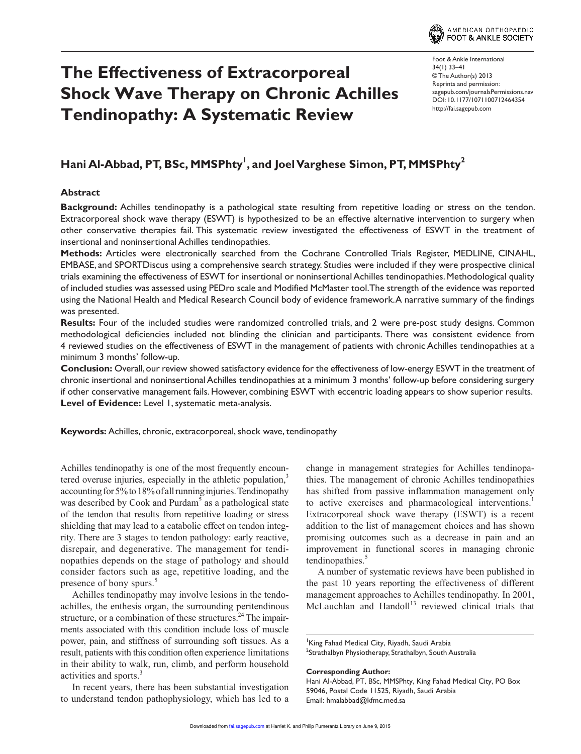# The Effectiveness of Extracorporeal Shock Wave Therapy on Chronic Achilles Tendinopathy: A Systematic Review

Foot & Ankle International
34(1) 33–41
© The Author(s) 2013
Reprints and permission: sagepub.com/journalsPermissions.nav
DOI: 10.1177/1071100712464354
http://fai.sagepub.com

**Hani Al-Abbad, PT, BSc, MMSPhty[1], and Joel Varghese Simon, PT, MMSPhty[2]**

## Abstract

**Background:** Achilles tendinopathy is a pathological state resulting from repetitive loading or stress on the tendon. Extracorporeal shock wave therapy (ESWT) is hypothesized to be an effective alternative intervention to surgery when other conservative therapies fail. This systematic review investigated the effectiveness of ESWT in the treatment of insertional and noninsertional Achilles tendinopathies.

**Methods:** Articles were electronically searched from the Cochrane Controlled Trials Register, MEDLINE, CINAHL, EMBASE, and SPORTDiscus using a comprehensive search strategy. Studies were included if they were prospective clinical trials examining the effectiveness of ESWT for insertional or noninsertional Achilles tendinopathies. Methodological quality of included studies was assessed using PEDro scale and Modified McMaster tool. The strength of the evidence was reported using the National Health and Medical Research Council body of evidence framework. A narrative summary of the findings was presented.

**Results:** Four of the included studies were randomized controlled trials, and 2 were pre-post study designs. Common methodological deficiencies included not blinding the clinician and participants. There was consistent evidence from 4 reviewed studies on the effectiveness of ESWT in the management of patients with chronic Achilles tendinopathies at a minimum 3 months' follow-up.

**Conclusion:** Overall, our review showed satisfactory evidence for the effectiveness of low-energy ESWT in the treatment of chronic insertional and noninsertional Achilles tendinopathies at a minimum 3 months' follow-up before considering surgery if other conservative management fails. However, combining ESWT with eccentric loading appears to show superior results.

**Level of Evidence:** Level 1, systematic meta-analysis.

**Keywords:** Achilles, chronic, extracorporeal, shock wave, tendinopathy

Achilles tendinopathy is one of the most frequently encountered overuse injuries, especially in the athletic population,[3] accounting for 5% to 18% of all running injuries. Tendinopathy was described by Cook and Purdam[5] as a pathological state of the tendon that results from repetitive loading or stress shielding that may lead to a catabolic effect on tendon integrity. There are 3 stages to tendon pathology: early reactive, disrepair, and degenerative. The management for tendinopathies depends on the stage of pathology and should consider factors such as age, repetitive loading, and the presence of bony spurs.[5]

Achilles tendinopathy may involve lesions in the tendoachilles, the enthesis organ, the surrounding peritendinous structure, or a combination of these structures.[24] The impairments associated with this condition include loss of muscle power, pain, and stiffness of surrounding soft tissues. As a result, patients with this condition often experience limitations in their ability to walk, run, climb, and perform household activities and sports.[3]

In recent years, there has been substantial investigation to understand tendon pathophysiology, which has led to a change in management strategies for Achilles tendinopathies. The management of chronic Achilles tendinopathies has shifted from passive inflammation management only to active exercises and pharmacological interventions.[1] Extracorporeal shock wave therapy (ESWT) is a recent addition to the list of management choices and has shown promising outcomes such as a decrease in pain and an improvement in functional scores in managing chronic tendinopathies.[5]

A number of systematic reviews have been published in the past 10 years reporting the effectiveness of different management approaches to Achilles tendinopathy. In 2001, McLauchlan and Handoll[13] reviewed clinical trials that

[1]King Fahad Medical City, Riyadh, Saudi Arabia
[2]Strathalbyn Physiotherapy, Strathalbyn, South Australia

**Corresponding Author:**
Hani Al-Abbad, PT, BSc, MMSPhty, King Fahad Medical City, PO Box 59046, Postal Code 11525, Riyadh, Saudi Arabia
Email: hmalabbad@kfmc.med.sa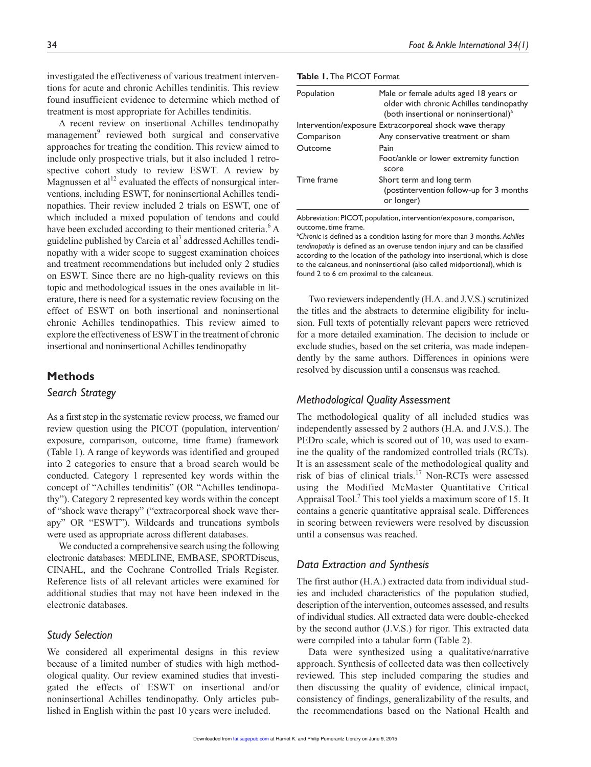investigated the effectiveness of various treatment interventions for acute and chronic Achilles tendinitis. This review found insufficient evidence to determine which method of treatment is most appropriate for Achilles tendinitis.

A recent review on insertional Achilles tendinopathy management[9] reviewed both surgical and conservative approaches for treating the condition. This review aimed to include only prospective trials, but it also included 1 retrospective cohort study to review ESWT. A review by Magnussen et al[12] evaluated the effects of nonsurgical interventions, including ESWT, for noninsertional Achilles tendinopathies. Their review included 2 trials on ESWT, one of which included a mixed population of tendons and could have been excluded according to their mentioned criteria.[6] A guideline published by Carcia et al[3] addressed Achilles tendinopathy with a wider scope to suggest examination choices and treatment recommendations but included only 2 studies on ESWT. Since there are no high-quality reviews on this topic and methodological issues in the ones available in literature, there is need for a systematic review focusing on the effect of ESWT on both insertional and noninsertional chronic Achilles tendinopathies. This review aimed to explore the effectiveness of ESWT in the treatment of chronic insertional and noninsertional Achilles tendinopathy

## Methods

### Search Strategy

As a first step in the systematic review process, we framed our review question using the PICOT (population, intervention/exposure, comparison, outcome, time frame) framework (Table 1). A range of keywords was identified and grouped into 2 categories to ensure that a broad search would be conducted. Category 1 represented key words within the concept of "Achilles tendinitis" (OR "Achilles tendinopathy"). Category 2 represented key words within the concept of "shock wave therapy" ("extracorporeal shock wave therapy" OR "ESWT"). Wildcards and truncations symbols were used as appropriate across different databases.

We conducted a comprehensive search using the following electronic databases: MEDLINE, EMBASE, SPORTDiscus, CINAHL, and the Cochrane Controlled Trials Register. Reference lists of all relevant articles were examined for additional studies that may not have been indexed in the electronic databases.

### Study Selection

We considered all experimental designs in this review because of a limited number of studies with high methodological quality. Our review examined studies that investigated the effects of ESWT on insertional and/or noninsertional Achilles tendinopathy. Only articles published in English within the past 10 years were included.

**Table 1.** The PICOT Format

| | |
|---|---|
| Population | Male or female adults aged 18 years or older with chronic Achilles tendinopathy (both insertional or noninsertional)[a] |
| Intervention/exposure | Extracorporeal shock wave therapy |
| Comparison | Any conservative treatment or sham |
| Outcome | Pain<br>Foot/ankle or lower extremity function score |
| Time frame | Short term and long term (postintervention follow-up for 3 months or longer) |

Abbreviation: PICOT, population, intervention/exposure, comparison, outcome, time frame.

[a] *Chronic* is defined as a condition lasting for more than 3 months. *Achilles tendinopathy* is defined as an overuse tendon injury and can be classified according to the location of the pathology into insertional, which is close to the calcaneus, and noninsertional (also called midportional), which is found 2 to 6 cm proximal to the calcaneus.

Two reviewers independently (H.A. and J.V.S.) scrutinized the titles and the abstracts to determine eligibility for inclusion. Full texts of potentially relevant papers were retrieved for a more detailed examination. The decision to include or exclude studies, based on the set criteria, was made independently by the same authors. Differences in opinions were resolved by discussion until a consensus was reached.

### Methodological Quality Assessment

The methodological quality of all included studies was independently assessed by 2 authors (H.A. and J.V.S.). The PEDro scale, which is scored out of 10, was used to examine the quality of the randomized controlled trials (RCTs). It is an assessment scale of the methodological quality and risk of bias of clinical trials.[17] Non-RCTs were assessed using the Modified McMaster Quantitative Critical Appraisal Tool.[7] This tool yields a maximum score of 15. It contains a generic quantitative appraisal scale. Differences in scoring between reviewers were resolved by discussion until a consensus was reached.

### Data Extraction and Synthesis

The first author (H.A.) extracted data from individual studies and included characteristics of the population studied, description of the intervention, outcomes assessed, and results of individual studies. All extracted data were double-checked by the second author (J.V.S.) for rigor. This extracted data were compiled into a tabular form (Table 2).

Data were synthesized using a qualitative/narrative approach. Synthesis of collected data was then collectively reviewed. This step included comparing the studies and then discussing the quality of evidence, clinical impact, consistency of findings, generalizability of the results, and the recommendations based on the National Health and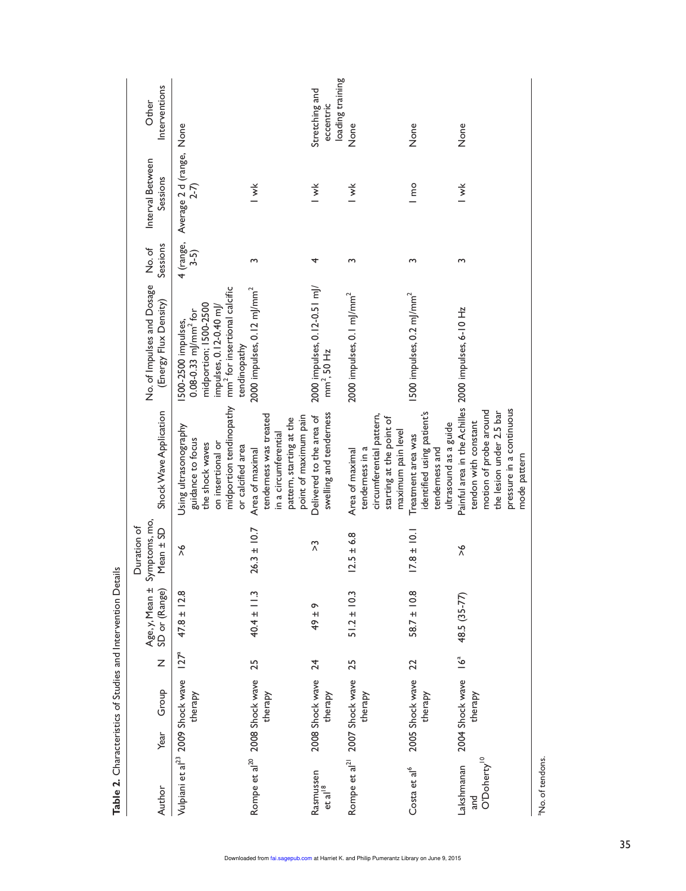**Table 2.** Characteristics of Studies and Intervention Details

| Author | Year | Group | N | Age, y, Mean ± SD or (Range) | Duration of Symptoms, mo, Mean ± SD | Shock Wave Application | No. of Impulses and Dosage (Energy Flux Density) | No. of Sessions | Interval Between Sessions | Other Interventions |
|---|---|---|---|---|---|---|---|---|---|---|
| Vulpiani et al[23] | 2009 | Shock wave therapy | 127[a] | 47.8 ± 12.8 | >6 | Using ultrasonography guidance to focus the shock waves on insertional or midportion tendinopathy or calcified area | 1500-2500 impulses, 0.08-0.33 mJ/mm$^2$ for midportion; 1500-2500 impulses, 0.12-0.40 mJ/mm$^2$ for insertional calcific tendinopathy | 4 (range, 3-5) | Average 2 d (range, 2-7) | None |
| Rompe et al[20] | 2008 | Shock wave therapy | 25 | 40.4 ± 11.3 | 26.3 ± 10.7 | Area of maximal tenderness was treated in a circumferential pattern, starting at the point of maximum pain | 2000 impulses, 0.12 mJ/mm$^2$ | 3 | 1 wk | Stretching and eccentric loading training |
| Rasmussen et al[18] | 2008 | Shock wave therapy | 24 | 49 ± 9 | >3 | Delivered to the area of swelling and tenderness | 2000 impulses, 0.12-0.51 mJ/mm$^2$, 50 Hz | 4 | 1 wk | None |
| Rompe et al[21] | 2007 | Shock wave therapy | 25 | 51.2 ± 10.3 | 12.5 ± 6.8 | Area of maximal tenderness in a circumferential pattern, starting at the point of maximum pain level | 2000 impulses, 0.1 mJ/mm$^2$ | 3 | 1 wk | None |
| Costa et al[6] | 2005 | Shock wave therapy | 22 | 58.7 ± 10.8 | 17.8 ± 10.1 | Treatment area was identified using patient's tenderness and ultrasound as a guide | 1500 impulses, 0.2 mJ/mm$^2$ | 3 | 1 mo | None |
| Lakshmanan and O'Doherty[10] | 2004 | Shock wave therapy | 16[a] | 48.5 (35-77) | >6 | Painful area in the Achilles tendon with constant motion of probe around the lesion under 2.5 bar pressure in a continuous mode pattern | 2000 impulses, 6-10 Hz | 3 | 1 wk | None |

[a]No. of tendons.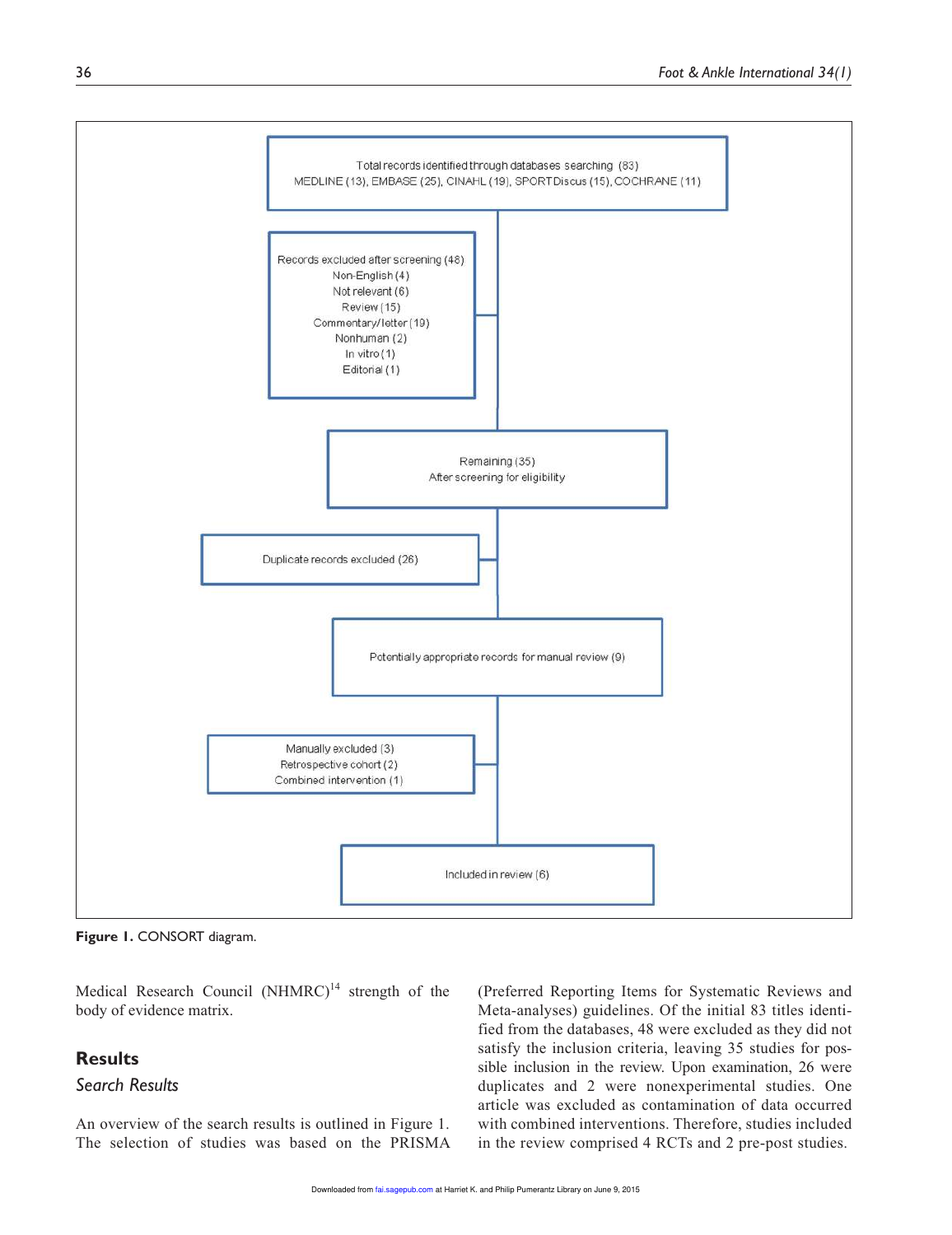Total records identified through databases searching (83)
MEDLINE (13), EMBASE (25), CINAHL (19), SPORTDiscus (15), COCHRANE (11)

Records excluded after screening (48)
Non-English (4)
Not relevant (6)
Review (15)
Commentary/letter (19)
Nonhuman (2)
In vitro (1)
Editorial (1)

Remaining (35)
After screening for eligibility

Duplicate records excluded (26)

Potentially appropriate records for manual review (9)

Manually excluded (3)
Retrospective cohort (2)
Combined intervention (1)

Included in review (6)

**Figure 1.** CONSORT diagram.

Medical Research Council (NHMRC)[14] strength of the body of evidence matrix.

## Results

### *Search Results*

An overview of the search results is outlined in Figure 1. The selection of studies was based on the PRISMA (Preferred Reporting Items for Systematic Reviews and Meta-analyses) guidelines. Of the initial 83 titles identified from the databases, 48 were excluded as they did not satisfy the inclusion criteria, leaving 35 studies for possible inclusion in the review. Upon examination, 26 were duplicates and 2 were nonexperimental studies. One article was excluded as contamination of data occurred with combined interventions. Therefore, studies included in the review comprised 4 RCTs and 2 pre-post studies.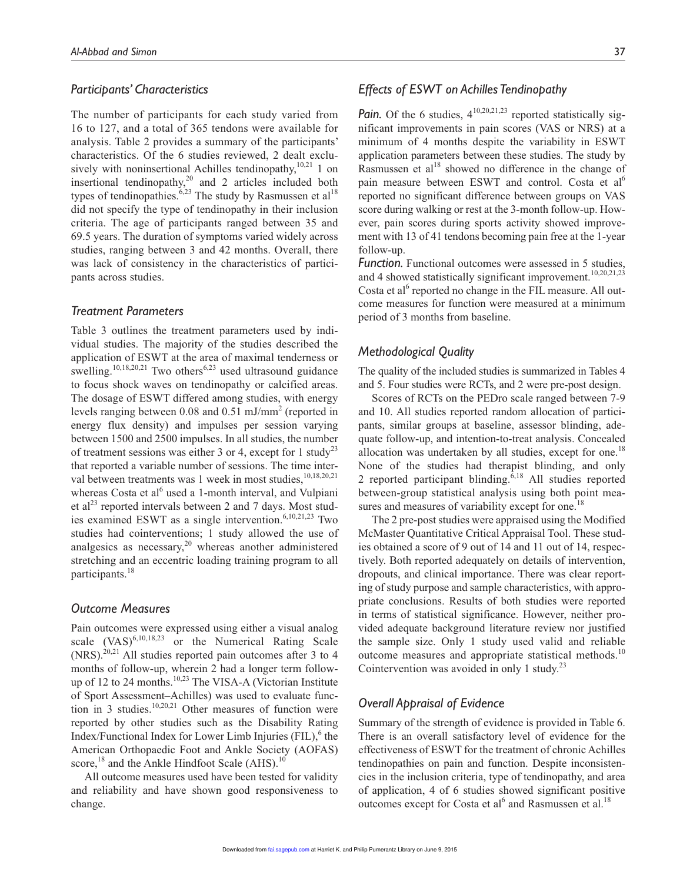### *Participants' Characteristics*

The number of participants for each study varied from 16 to 127, and a total of 365 tendons were available for analysis. Table 2 provides a summary of the participants' characteristics. Of the 6 studies reviewed, 2 dealt exclusively with noninsertional Achilles tendinopathy,[10,21] 1 on insertional tendinopathy,[20] and 2 articles included both types of tendinopathies.[6,23] The study by Rasmussen et al[18] did not specify the type of tendinopathy in their inclusion criteria. The age of participants ranged between 35 and 69.5 years. The duration of symptoms varied widely across studies, ranging between 3 and 42 months. Overall, there was lack of consistency in the characteristics of participants across studies.

### *Treatment Parameters*

Table 3 outlines the treatment parameters used by individual studies. The majority of the studies described the application of ESWT at the area of maximal tenderness or swelling.[10,18,20,21] Two others[6,23] used ultrasound guidance to focus shock waves on tendinopathy or calcified areas. The dosage of ESWT differed among studies, with energy levels ranging between 0.08 and 0.51 mJ/mm$^2$ (reported in energy flux density) and impulses per session varying between 1500 and 2500 impulses. In all studies, the number of treatment sessions was either 3 or 4, except for 1 study[23] that reported a variable number of sessions. The time interval between treatments was 1 week in most studies,[10,18,20,21] whereas Costa et al[6] used a 1-month interval, and Vulpiani et al[23] reported intervals between 2 and 7 days. Most studies examined ESWT as a single intervention.[6,10,21,23] Two studies had cointerventions; 1 study allowed the use of analgesics as necessary,[20] whereas another administered stretching and an eccentric loading training program to all participants.[18]

### *Outcome Measures*

Pain outcomes were expressed using either a visual analog scale (VAS)[6,10,18,23] or the Numerical Rating Scale (NRS).[20,21] All studies reported pain outcomes after 3 to 4 months of follow-up, wherein 2 had a longer term follow-up of 12 to 24 months.[10,23] The VISA-A (Victorian Institute of Sport Assessment–Achilles) was used to evaluate function in 3 studies.[10,20,21] Other measures of function were reported by other studies such as the Disability Rating Index/Functional Index for Lower Limb Injuries (FIL),[6] the American Orthopaedic Foot and Ankle Society (AOFAS) score,[18] and the Ankle Hindfoot Scale (AHS).[10]

All outcome measures used have been tested for validity and reliability and have shown good responsiveness to change.

### *Effects of ESWT on Achilles Tendinopathy*

***Pain.*** Of the 6 studies, 4[10,20,21,23] reported statistically significant improvements in pain scores (VAS or NRS) at a minimum of 4 months despite the variability in ESWT application parameters between these studies. The study by Rasmussen et al[18] showed no difference in the change of pain measure between ESWT and control. Costa et al[6] reported no significant difference between groups on VAS score during walking or rest at the 3-month follow-up. However, pain scores during sports activity showed improvement with 13 of 41 tendons becoming pain free at the 1-year follow-up.

***Function.*** Functional outcomes were assessed in 5 studies, and 4 showed statistically significant improvement.[10,20,21,23] Costa et al[6] reported no change in the FIL measure. All outcome measures for function were measured at a minimum period of 3 months from baseline.

### *Methodological Quality*

The quality of the included studies is summarized in Tables 4 and 5. Four studies were RCTs, and 2 were pre-post design.

Scores of RCTs on the PEDro scale ranged between 7-9 and 10. All studies reported random allocation of participants, similar groups at baseline, assessor blinding, adequate follow-up, and intention-to-treat analysis. Concealed allocation was undertaken by all studies, except for one.[18] None of the studies had therapist blinding, and only 2 reported participant blinding.[6,18] All studies reported between-group statistical analysis using both point measures and measures of variability except for one.[18]

The 2 pre-post studies were appraised using the Modified McMaster Quantitative Critical Appraisal Tool. These studies obtained a score of 9 out of 14 and 11 out of 14, respectively. Both reported adequately on details of intervention, dropouts, and clinical importance. There was clear reporting of study purpose and sample characteristics, with appropriate conclusions. Results of both studies were reported in terms of statistical significance. However, neither provided adequate background literature review nor justified the sample size. Only 1 study used valid and reliable outcome measures and appropriate statistical methods.[10] Cointervention was avoided in only 1 study.[23]

### *Overall Appraisal of Evidence*

Summary of the strength of evidence is provided in Table 6. There is an overall satisfactory level of evidence for the effectiveness of ESWT for the treatment of chronic Achilles tendinopathies on pain and function. Despite inconsistencies in the inclusion criteria, type of tendinopathy, and area of application, 4 of 6 studies showed significant positive outcomes except for Costa et al[6] and Rasmussen et al.[18]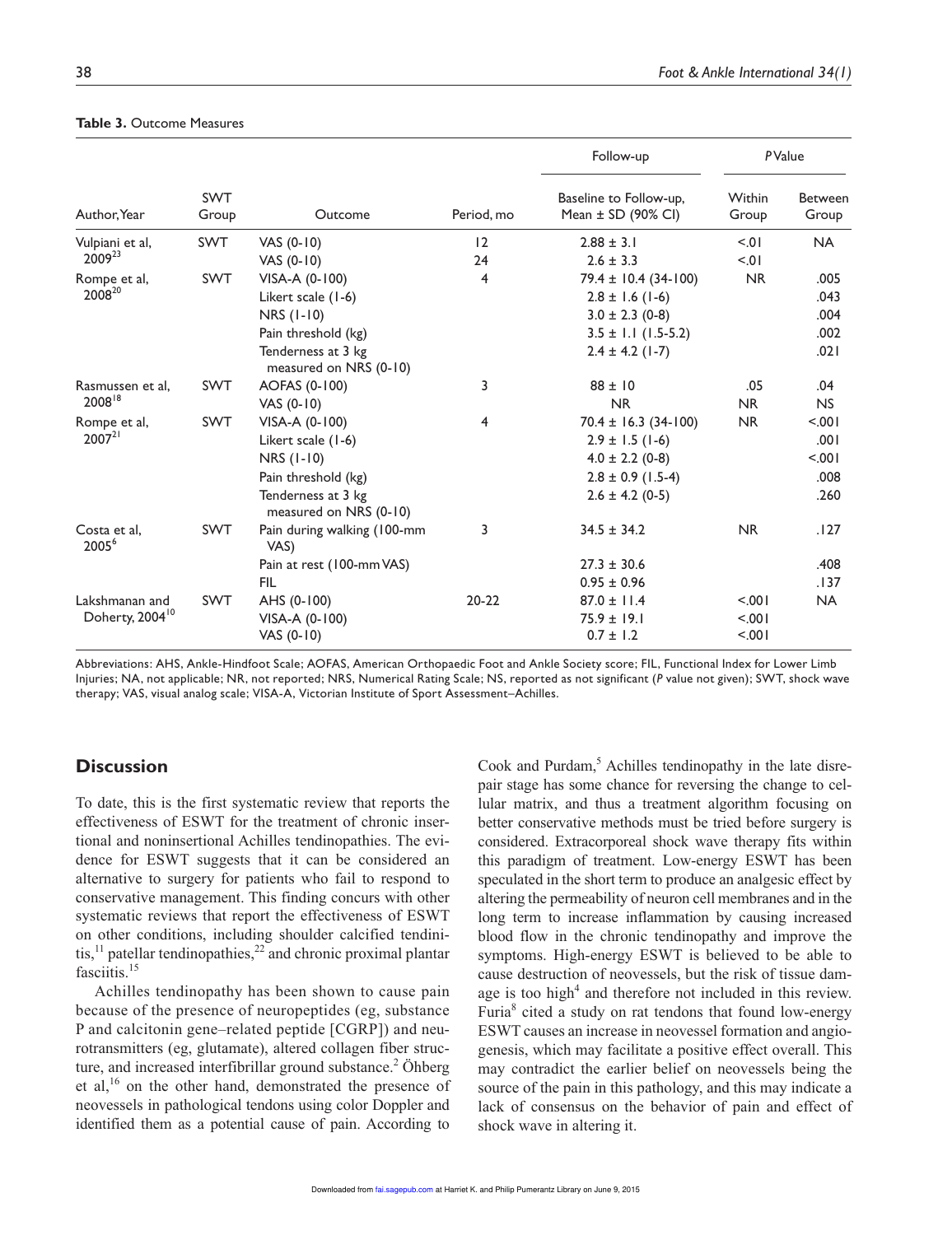**Table 3.** Outcome Measures

| Author, Year | SWT Group | Outcome | Period, mo | Follow-up | *P* Value | |
|---|---|---|---|---|---|---|
| | | | | Baseline to Follow-up, Mean ± SD (90% CI) | Within Group | Between Group |
| Vulpiani et al, 2009[23] | SWT | VAS (0-10) | 12 | 2.88 ± 3.1 | <.01 | NA |
| | | VAS (0-10) | 24 | 2.6 ± 3.3 | <.01 | |
| Rompe et al, 2008[20] | SWT | VISA-A (0-100) | 4 | 79.4 ± 10.4 (34-100) | NR | .005 |
| | | Likert scale (1-6) | | 2.8 ± 1.6 (1-6) | | .043 |
| | | NRS (1-10) | | 3.0 ± 2.3 (0-8) | | .004 |
| | | Pain threshold (kg) | | 3.5 ± 1.1 (1.5-5.2) | | .002 |
| | | Tenderness at 3 kg measured on NRS (0-10) | | 2.4 ± 4.2 (1-7) | | .021 |
| Rasmussen et al, 2008[18] | SWT | AOFAS (0-100) | 3 | 88 ± 10 | .05 | .04 |
| | | VAS (0-10) | | NR | NR | NS |
| Rompe et al, 2007[21] | SWT | VISA-A (0-100) | 4 | 70.4 ± 16.3 (34-100) | NR | <.001 |
| | | Likert scale (1-6) | | 2.9 ± 1.5 (1-6) | | .001 |
| | | NRS (1-10) | | 4.0 ± 2.2 (0-8) | | <.001 |
| | | Pain threshold (kg) | | 2.8 ± 0.9 (1.5-4) | | .008 |
| | | Tenderness at 3 kg measured on NRS (0-10) | | 2.6 ± 4.2 (0-5) | | .260 |
| Costa et al, 2005[6] | SWT | Pain during walking (100-mm VAS) | 3 | 34.5 ± 34.2 | NR | .127 |
| | | Pain at rest (100-mm VAS) | | 27.3 ± 30.6 | | .408 |
| | | FIL | | 0.95 ± 0.96 | | .137 |
| Lakshmanan and Doherty, 2004[10] | SWT | AHS (0-100) | 20-22 | 87.0 ± 11.4 | <.001 | NA |
| | | VISA-A (0-100) | | 75.9 ± 19.1 | <.001 | |
| | | VAS (0-10) | | 0.7 ± 1.2 | <.001 | |

Abbreviations: AHS, Ankle-Hindfoot Scale; AOFAS, American Orthopaedic Foot and Ankle Society score; FIL, Functional Index for Lower Limb Injuries; NA, not applicable; NR, not reported; NRS, Numerical Rating Scale; NS, reported as not significant (*P* value not given); SWT, shock wave therapy; VAS, visual analog scale; VISA-A, Victorian Institute of Sport Assessment–Achilles.

## Discussion

To date, this is the first systematic review that reports the effectiveness of ESWT for the treatment of chronic insertional and noninsertional Achilles tendinopathies. The evidence for ESWT suggests that it can be considered an alternative to surgery for patients who fail to respond to conservative management. This finding concurs with other systematic reviews that report the effectiveness of ESWT on other conditions, including shoulder calcified tendinitis,[11] patellar tendinopathies,[22] and chronic proximal plantar fasciitis.[15]

Achilles tendinopathy has been shown to cause pain because of the presence of neuropeptides (eg, substance P and calcitonin gene–related peptide [CGRP]) and neurotransmitters (eg, glutamate), altered collagen fiber structure, and increased interfibrillar ground substance.[2] Öhberg et al,[16] on the other hand, demonstrated the presence of neovessels in pathological tendons using color Doppler and identified them as a potential cause of pain. According to Cook and Purdam,[5] Achilles tendinopathy in the late disrepair stage has some chance for reversing the change to cellular matrix, and thus a treatment algorithm focusing on better conservative methods must be tried before surgery is considered. Extracorporeal shock wave therapy fits within this paradigm of treatment. Low-energy ESWT has been speculated in the short term to produce an analgesic effect by altering the permeability of neuron cell membranes and in the long term to increase inflammation by causing increased blood flow in the chronic tendinopathy and improve the symptoms. High-energy ESWT is believed to be able to cause destruction of neovessels, but the risk of tissue damage is too high[4] and therefore not included in this review. Furia[8] cited a study on rat tendons that found low-energy ESWT causes an increase in neovessel formation and angiogenesis, which may facilitate a positive effect overall. This may contradict the earlier belief on neovessels being the source of the pain in this pathology, and this may indicate a lack of consensus on the behavior of pain and effect of shock wave in altering it.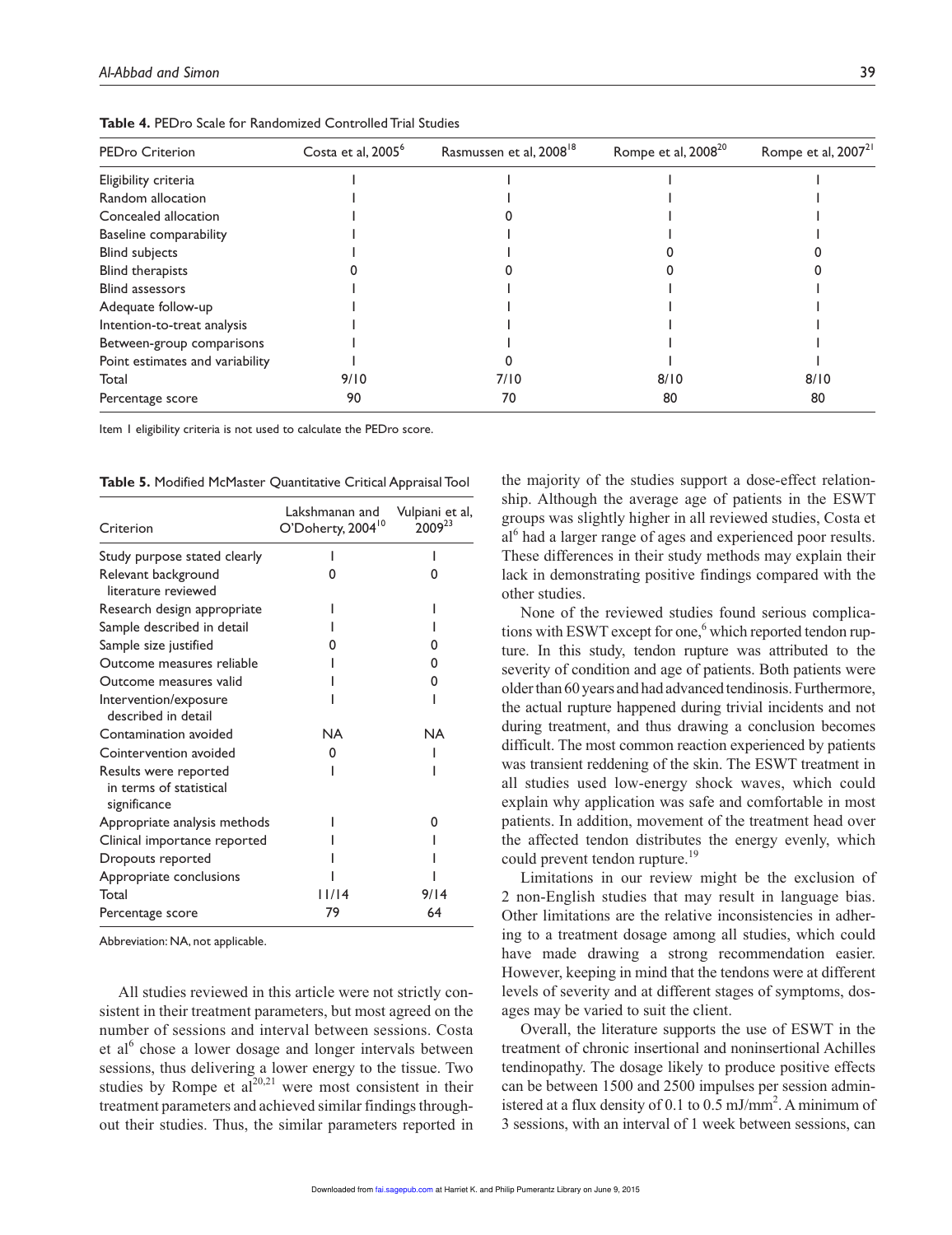**Table 4.** PEDro Scale for Randomized Controlled Trial Studies

| PEDro Criterion | Costa et al, 2005[6] | Rasmussen et al, 2008[18] | Rompe et al, 2008[20] | Rompe et al, 2007[21] |
|---|---|---|---|---|
| Eligibility criteria | 1 | 1 | 1 | 1 |
| Random allocation | 1 | 1 | 1 | 1 |
| Concealed allocation | 1 | 0 | 1 | 1 |
| Baseline comparability | 1 | 1 | 1 | 1 |
| Blind subjects | 1 | 1 | 0 | 0 |
| Blind therapists | 0 | 0 | 0 | 0 |
| Blind assessors | 1 | 1 | 1 | 1 |
| Adequate follow-up | 1 | 1 | 1 | 1 |
| Intention-to-treat analysis | 1 | 1 | 1 | 1 |
| Between-group comparisons | 1 | 1 | 1 | 1 |
| Point estimates and variability | 1 | 0 | 1 | 1 |
| Total | 9/10 | 7/10 | 8/10 | 8/10 |
| Percentage score | 90 | 70 | 80 | 80 |

Item 1 eligibility criteria is not used to calculate the PEDro score.

**Table 5.** Modified McMaster Quantitative Critical Appraisal Tool

| Criterion | Lakshmanan and O'Doherty, 2004[10] | Vulpiani et al, 2009[23] |
|---|---|---|
| Study purpose stated clearly | 1 | 1 |
| Relevant background literature reviewed | 0 | 0 |
| Research design appropriate | 1 | 1 |
| Sample described in detail | 1 | 1 |
| Sample size justified | 0 | 0 |
| Outcome measures reliable | 1 | 0 |
| Outcome measures valid | 1 | 0 |
| Intervention/exposure described in detail | 1 | 1 |
| Contamination avoided | NA | NA |
| Cointervention avoided | 0 | 1 |
| Results were reported in terms of statistical significance | 1 | 1 |
| Appropriate analysis methods | 1 | 0 |
| Clinical importance reported | 1 | 1 |
| Dropouts reported | 1 | 1 |
| Appropriate conclusions | 1 | 1 |
| Total | 11/14 | 9/14 |
| Percentage score | 79 | 64 |

Abbreviation: NA, not applicable.

All studies reviewed in this article were not strictly consistent in their treatment parameters, but most agreed on the number of sessions and interval between sessions. Costa et al[6] chose a lower dosage and longer intervals between sessions, thus delivering a lower energy to the tissue. Two studies by Rompe et al[20,21] were most consistent in their treatment parameters and achieved similar findings throughout their studies. Thus, the similar parameters reported in the majority of the studies support a dose-effect relationship. Although the average age of patients in the ESWT groups was slightly higher in all reviewed studies, Costa et al[6] had a larger range of ages and experienced poor results. These differences in their study methods may explain their lack in demonstrating positive findings compared with the other studies.

None of the reviewed studies found serious complications with ESWT except for one,[6] which reported tendon rupture. In this study, tendon rupture was attributed to the severity of condition and age of patients. Both patients were older than 60 years and had advanced tendinosis. Furthermore, the actual rupture happened during trivial incidents and not during treatment, and thus drawing a conclusion becomes difficult. The most common reaction experienced by patients was transient reddening of the skin. The ESWT treatment in all studies used low-energy shock waves, which could explain why application was safe and comfortable in most patients. In addition, movement of the treatment head over the affected tendon distributes the energy evenly, which could prevent tendon rupture.[19]

Limitations in our review might be the exclusion of 2 non-English studies that may result in language bias. Other limitations are the relative inconsistencies in adhering to a treatment dosage among all studies, which could have made drawing a strong recommendation easier. However, keeping in mind that the tendons were at different levels of severity and at different stages of symptoms, dosages may be varied to suit the client.

Overall, the literature supports the use of ESWT in the treatment of chronic insertional and noninsertional Achilles tendinopathy. The dosage likely to produce positive effects can be between 1500 and 2500 impulses per session administered at a flux density of 0.1 to 0.5 mJ/mm$^2$. A minimum of 3 sessions, with an interval of 1 week between sessions, can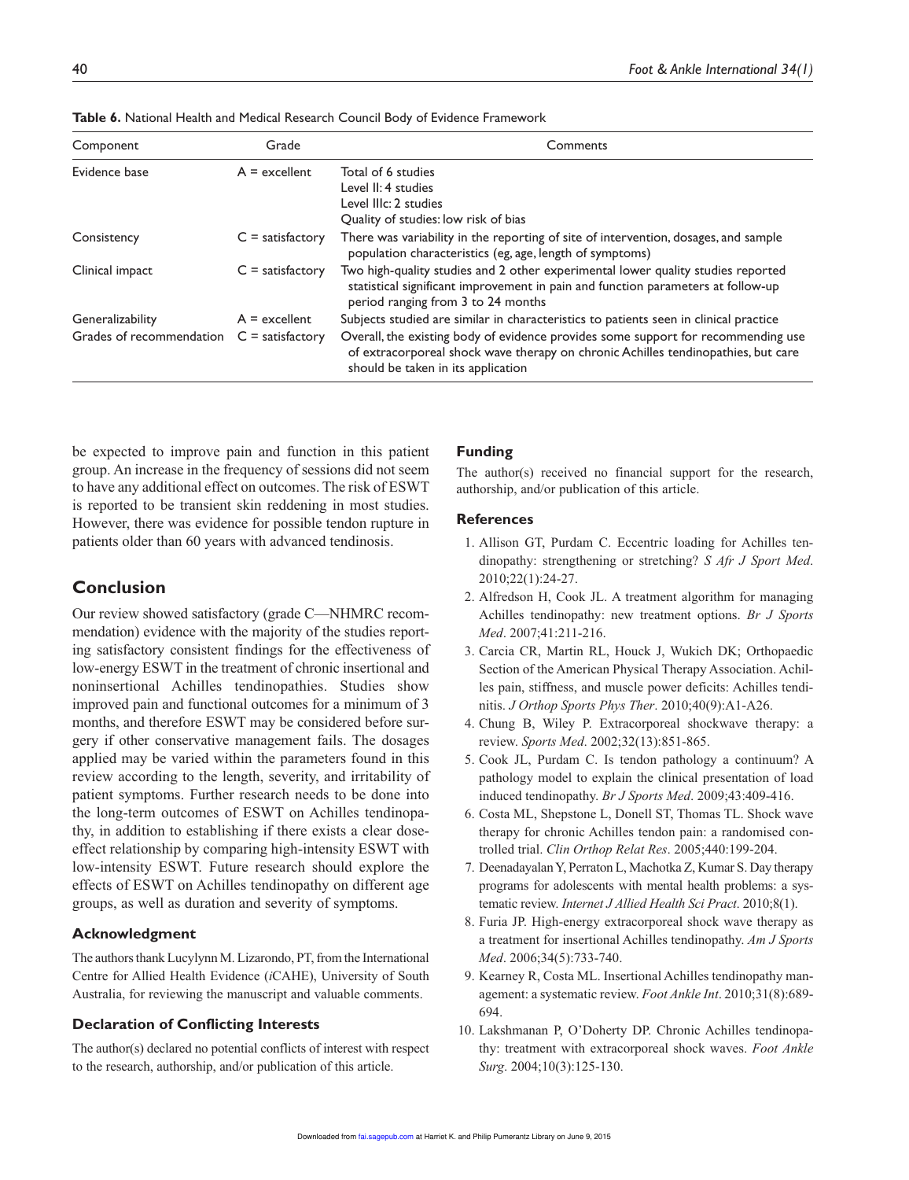**Table 6.** National Health and Medical Research Council Body of Evidence Framework

| Component | Grade | Comments |
|---|---|---|
| Evidence base | A = excellent | Total of 6 studies<br>Level II: 4 studies<br>Level IIIc: 2 studies<br>Quality of studies: low risk of bias |
| Consistency | C = satisfactory | There was variability in the reporting of site of intervention, dosages, and sample population characteristics (eg, age, length of symptoms) |
| Clinical impact | C = satisfactory | Two high-quality studies and 2 other experimental lower quality studies reported statistical significant improvement in pain and function parameters at follow-up period ranging from 3 to 24 months |
| Generalizability | A = excellent | Subjects studied are similar in characteristics to patients seen in clinical practice |
| Grades of recommendation | C = satisfactory | Overall, the existing body of evidence provides some support for recommending use of extracorporeal shock wave therapy on chronic Achilles tendinopathies, but care should be taken in its application |

be expected to improve pain and function in this patient group. An increase in the frequency of sessions did not seem to have any additional effect on outcomes. The risk of ESWT is reported to be transient skin reddening in most studies. However, there was evidence for possible tendon rupture in patients older than 60 years with advanced tendinosis.

## Conclusion

Our review showed satisfactory (grade C—NHMRC recommendation) evidence with the majority of the studies reporting satisfactory consistent findings for the effectiveness of low-energy ESWT in the treatment of chronic insertional and noninsertional Achilles tendinopathies. Studies show improved pain and functional outcomes for a minimum of 3 months, and therefore ESWT may be considered before surgery if other conservative management fails. The dosages applied may be varied within the parameters found in this review according to the length, severity, and irritability of patient symptoms. Further research needs to be done into the long-term outcomes of ESWT on Achilles tendinopathy, in addition to establishing if there exists a clear dose-effect relationship by comparing high-intensity ESWT with low-intensity ESWT. Future research should explore the effects of ESWT on Achilles tendinopathy on different age groups, as well as duration and severity of symptoms.

### Acknowledgment

The authors thank Lucylynn M. Lizarondo, PT, from the International Centre for Allied Health Evidence (*i*CAHE), University of South Australia, for reviewing the manuscript and valuable comments.

### Declaration of Conflicting Interests

The author(s) declared no potential conflicts of interest with respect to the research, authorship, and/or publication of this article.

### Funding

The author(s) received no financial support for the research, authorship, and/or publication of this article.

### References

1. Allison GT, Purdam C. Eccentric loading for Achilles tendinopathy: strengthening or stretching? *S Afr J Sport Med*. 2010;22(1):24-27.
2. Alfredson H, Cook JL. A treatment algorithm for managing Achilles tendinopathy: new treatment options. *Br J Sports Med*. 2007;41:211-216.
3. Carcia CR, Martin RL, Houck J, Wukich DK; Orthopaedic Section of the American Physical Therapy Association. Achilles pain, stiffness, and muscle power deficits: Achilles tendinitis. *J Orthop Sports Phys Ther*. 2010;40(9):A1-A26.
4. Chung B, Wiley P. Extracorporeal shockwave therapy: a review. *Sports Med*. 2002;32(13):851-865.
5. Cook JL, Purdam C. Is tendon pathology a continuum? A pathology model to explain the clinical presentation of load induced tendinopathy. *Br J Sports Med*. 2009;43:409-416.
6. Costa ML, Shepstone L, Donell ST, Thomas TL. Shock wave therapy for chronic Achilles tendon pain: a randomised controlled trial. *Clin Orthop Relat Res*. 2005;440:199-204.
7. Deenadayalan Y, Perraton L, Machotka Z, Kumar S. Day therapy programs for adolescents with mental health problems: a systematic review. *Internet J Allied Health Sci Pract*. 2010;8(1).
8. Furia JP. High-energy extracorporeal shock wave therapy as a treatment for insertional Achilles tendinopathy. *Am J Sports Med*. 2006;34(5):733-740.
9. Kearney R, Costa ML. Insertional Achilles tendinopathy management: a systematic review. *Foot Ankle Int*. 2010;31(8):689-694.
10. Lakshmanan P, O'Doherty DP. Chronic Achilles tendinopathy: treatment with extracorporeal shock waves. *Foot Ankle Surg*. 2004;10(3):125-130.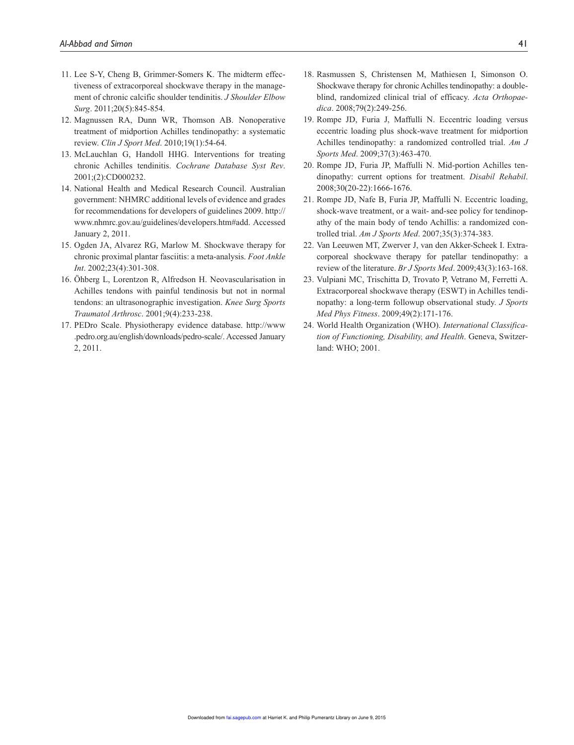11. Lee S-Y, Cheng B, Grimmer-Somers K. The midterm effectiveness of extracorporeal shockwave therapy in the management of chronic calcific shoulder tendinitis. *J Shoulder Elbow Surg*. 2011;20(5):845-854.
12. Magnussen RA, Dunn WR, Thomson AB. Nonoperative treatment of midportion Achilles tendinopathy: a systematic review. *Clin J Sport Med*. 2010;19(1):54-64.
13. McLauchlan G, Handoll HHG. Interventions for treating chronic Achilles tendinitis. *Cochrane Database Syst Rev*. 2001;(2):CD000232.
14. National Health and Medical Research Council. Australian government: NHMRC additional levels of evidence and grades for recommendations for developers of guidelines 2009. http://www.nhmrc.gov.au/guidelines/developers.htm#add. Accessed January 2, 2011.
15. Ogden JA, Alvarez RG, Marlow M. Shockwave therapy for chronic proximal plantar fasciitis: a meta-analysis. *Foot Ankle Int*. 2002;23(4):301-308.
16. Öhberg L, Lorentzon R, Alfredson H. Neovascularisation in Achilles tendons with painful tendinosis but not in normal tendons: an ultrasonographic investigation. *Knee Surg Sports Traumatol Arthrosc*. 2001;9(4):233-238.
17. PEDro Scale. Physiotherapy evidence database. http://www.pedro.org.au/english/downloads/pedro-scale/. Accessed January 2, 2011.
18. Rasmussen S, Christensen M, Mathiesen I, Simonson O. Shockwave therapy for chronic Achilles tendinopathy: a double-blind, randomized clinical trial of efficacy. *Acta Orthopaedica*. 2008;79(2):249-256.
19. Rompe JD, Furia J, Maffulli N. Eccentric loading versus eccentric loading plus shock-wave treatment for midportion Achilles tendinopathy: a randomized controlled trial. *Am J Sports Med*. 2009;37(3):463-470.
20. Rompe JD, Furia JP, Maffulli N. Mid-portion Achilles tendinopathy: current options for treatment. *Disabil Rehabil*. 2008;30(20-22):1666-1676.
21. Rompe JD, Nafe B, Furia JP, Maffulli N. Eccentric loading, shock-wave treatment, or a wait- and-see policy for tendinopathy of the main body of tendo Achillis: a randomized controlled trial. *Am J Sports Med*. 2007;35(3):374-383.
22. Van Leeuwen MT, Zwerver J, van den Akker-Scheek I. Extracorporeal shockwave therapy for patellar tendinopathy: a review of the literature. *Br J Sports Med*. 2009;43(3):163-168.
23. Vulpiani MC, Trischitta D, Trovato P, Vetrano M, Ferretti A. Extracorporeal shockwave therapy (ESWT) in Achilles tendinopathy: a long-term followup observational study. *J Sports Med Phys Fitness*. 2009;49(2):171-176.
24. World Health Organization (WHO). *International Classification of Functioning, Disability, and Health*. Geneva, Switzerland: WHO; 2001.